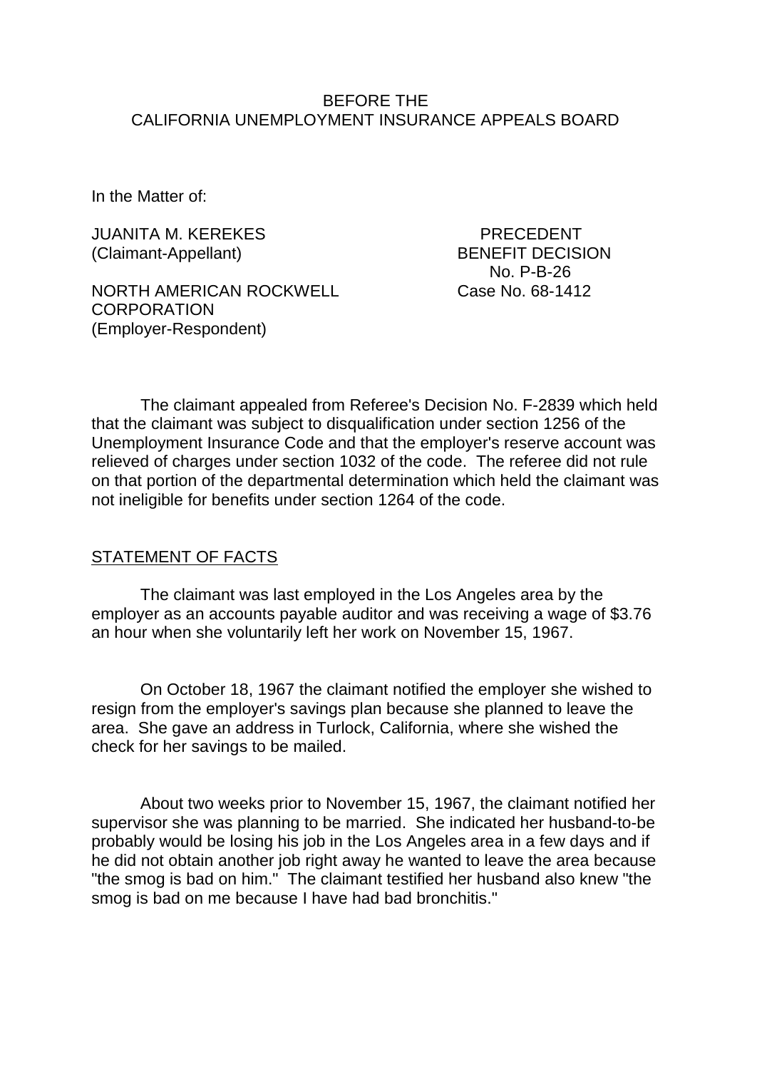BEFORE THE
CALIFORNIA UNEMPLOYMENT INSURANCE APPEALS BOARD

In the Matter of:

JUANITA M. KEREKES
(Claimant-Appellant)

NORTH AMERICAN ROCKWELL CORPORATION
(Employer-Respondent)

PRECEDENT
BENEFIT DECISION
No. P-B-26
Case No. 68-1412

The claimant appealed from Referee's Decision No. F-2839 which held that the claimant was subject to disqualification under section 1256 of the Unemployment Insurance Code and that the employer's reserve account was relieved of charges under section 1032 of the code. The referee did not rule on that portion of the departmental determination which held the claimant was not ineligible for benefits under section 1264 of the code.

STATEMENT OF FACTS

The claimant was last employed in the Los Angeles area by the employer as an accounts payable auditor and was receiving a wage of $3.76 an hour when she voluntarily left her work on November 15, 1967.

On October 18, 1967 the claimant notified the employer she wished to resign from the employer's savings plan because she planned to leave the area. She gave an address in Turlock, California, where she wished the check for her savings to be mailed.

About two weeks prior to November 15, 1967, the claimant notified her supervisor she was planning to be married. She indicated her husband-to-be probably would be losing his job in the Los Angeles area in a few days and if he did not obtain another job right away he wanted to leave the area because "the smog is bad on him." The claimant testified her husband also knew "the smog is bad on me because I have had bad bronchitis."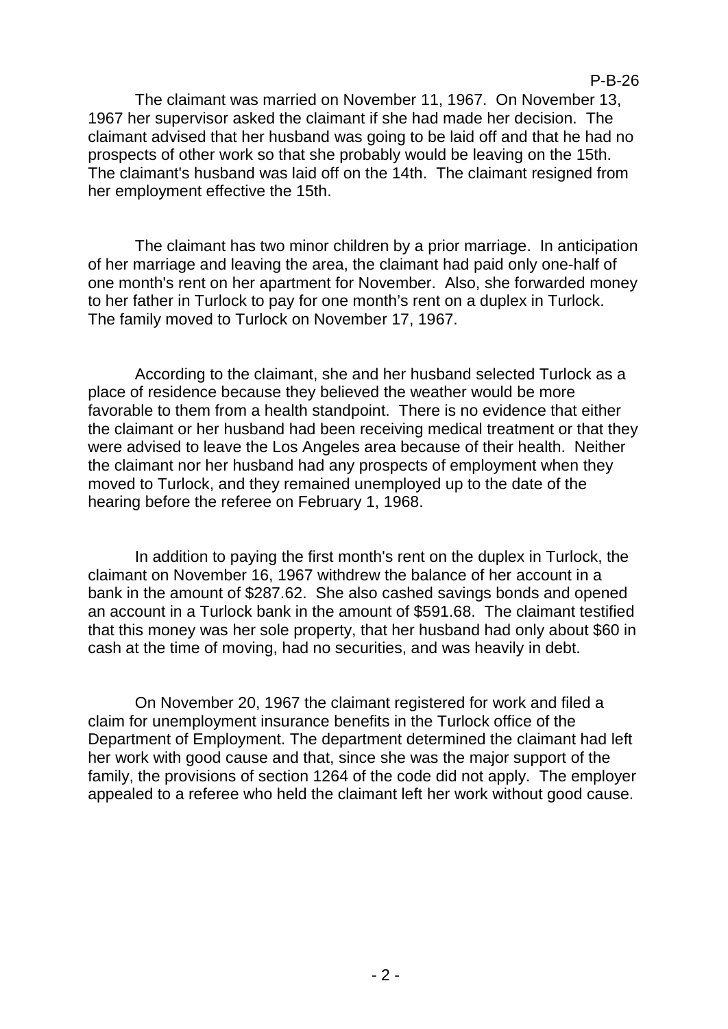The claimant was married on November 11, 1967. On November 13, 1967 her supervisor asked the claimant if she had made her decision. The claimant advised that her husband was going to be laid off and that he had no prospects of other work so that she probably would be leaving on the 15th. The claimant's husband was laid off on the 14th. The claimant resigned from her employment effective the 15th.

The claimant has two minor children by a prior marriage. In anticipation of her marriage and leaving the area, the claimant had paid only one-half of one month's rent on her apartment for November. Also, she forwarded money to her father in Turlock to pay for one month's rent on a duplex in Turlock. The family moved to Turlock on November 17, 1967.

According to the claimant, she and her husband selected Turlock as a place of residence because they believed the weather would be more favorable to them from a health standpoint. There is no evidence that either the claimant or her husband had been receiving medical treatment or that they were advised to leave the Los Angeles area because of their health. Neither the claimant nor her husband had any prospects of employment when they moved to Turlock, and they remained unemployed up to the date of the hearing before the referee on February 1, 1968.

In addition to paying the first month's rent on the duplex in Turlock, the claimant on November 16, 1967 withdrew the balance of her account in a bank in the amount of $287.62. She also cashed savings bonds and opened an account in a Turlock bank in the amount of $591.68. The claimant testified that this money was her sole property, that her husband had only about $60 in cash at the time of moving, had no securities, and was heavily in debt.

On November 20, 1967 the claimant registered for work and filed a claim for unemployment insurance benefits in the Turlock office of the Department of Employment. The department determined the claimant had left her work with good cause and that, since she was the major support of the family, the provisions of section 1264 of the code did not apply. The employer appealed to a referee who held the claimant left her work without good cause.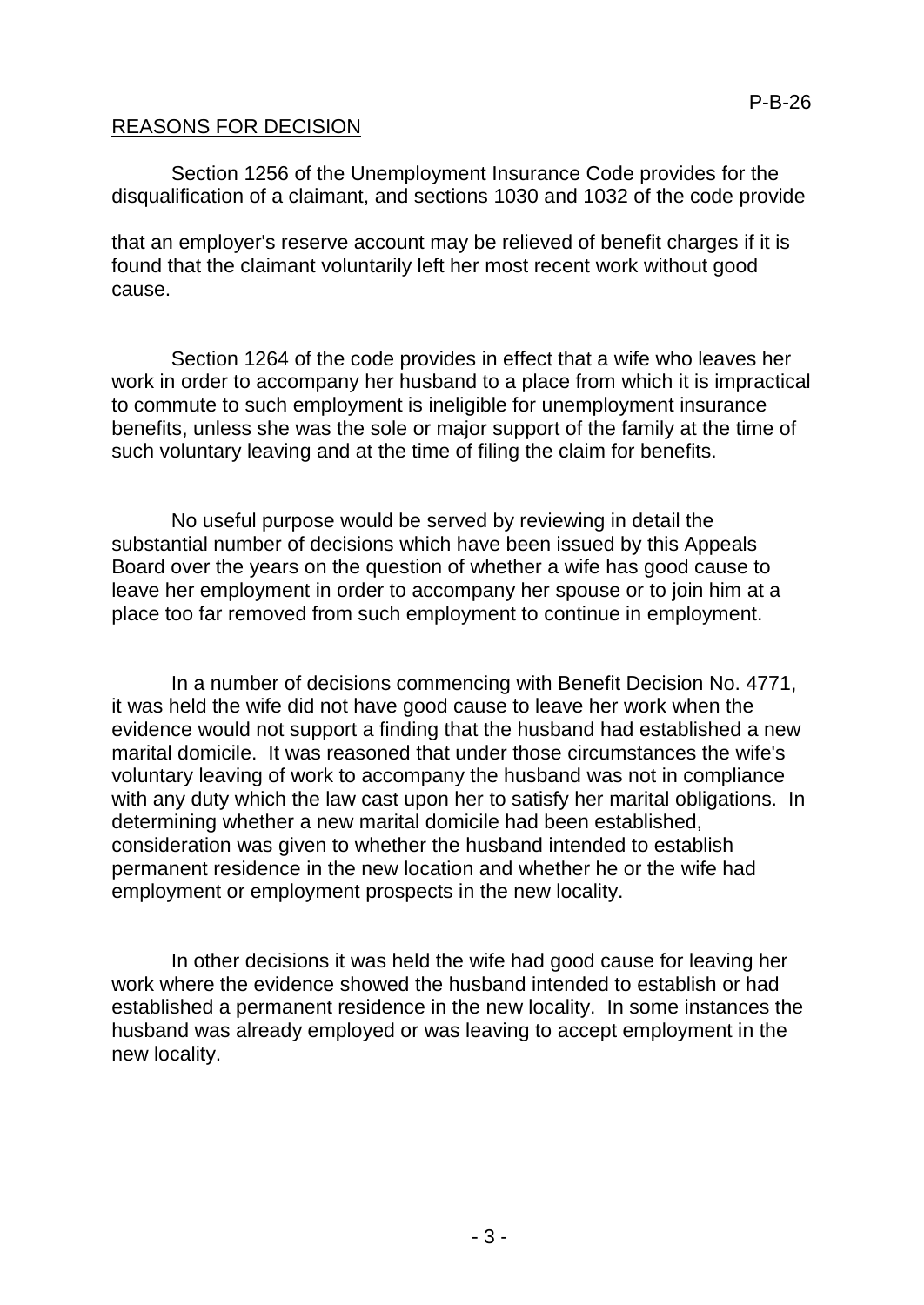## REASONS FOR DECISION

Section 1256 of the Unemployment Insurance Code provides for the disqualification of a claimant, and sections 1030 and 1032 of the code provide that an employer's reserve account may be relieved of benefit charges if it is found that the claimant voluntarily left her most recent work without good cause.

Section 1264 of the code provides in effect that a wife who leaves her work in order to accompany her husband to a place from which it is impractical to commute to such employment is ineligible for unemployment insurance benefits, unless she was the sole or major support of the family at the time of such voluntary leaving and at the time of filing the claim for benefits.

No useful purpose would be served by reviewing in detail the substantial number of decisions which have been issued by this Appeals Board over the years on the question of whether a wife has good cause to leave her employment in order to accompany her spouse or to join him at a place too far removed from such employment to continue in employment.

In a number of decisions commencing with Benefit Decision No. 4771, it was held the wife did not have good cause to leave her work when the evidence would not support a finding that the husband had established a new marital domicile. It was reasoned that under those circumstances the wife's voluntary leaving of work to accompany the husband was not in compliance with any duty which the law cast upon her to satisfy her marital obligations. In determining whether a new marital domicile had been established, consideration was given to whether the husband intended to establish permanent residence in the new location and whether he or the wife had employment or employment prospects in the new locality.

In other decisions it was held the wife had good cause for leaving her work where the evidence showed the husband intended to establish or had established a permanent residence in the new locality. In some instances the husband was already employed or was leaving to accept employment in the new locality.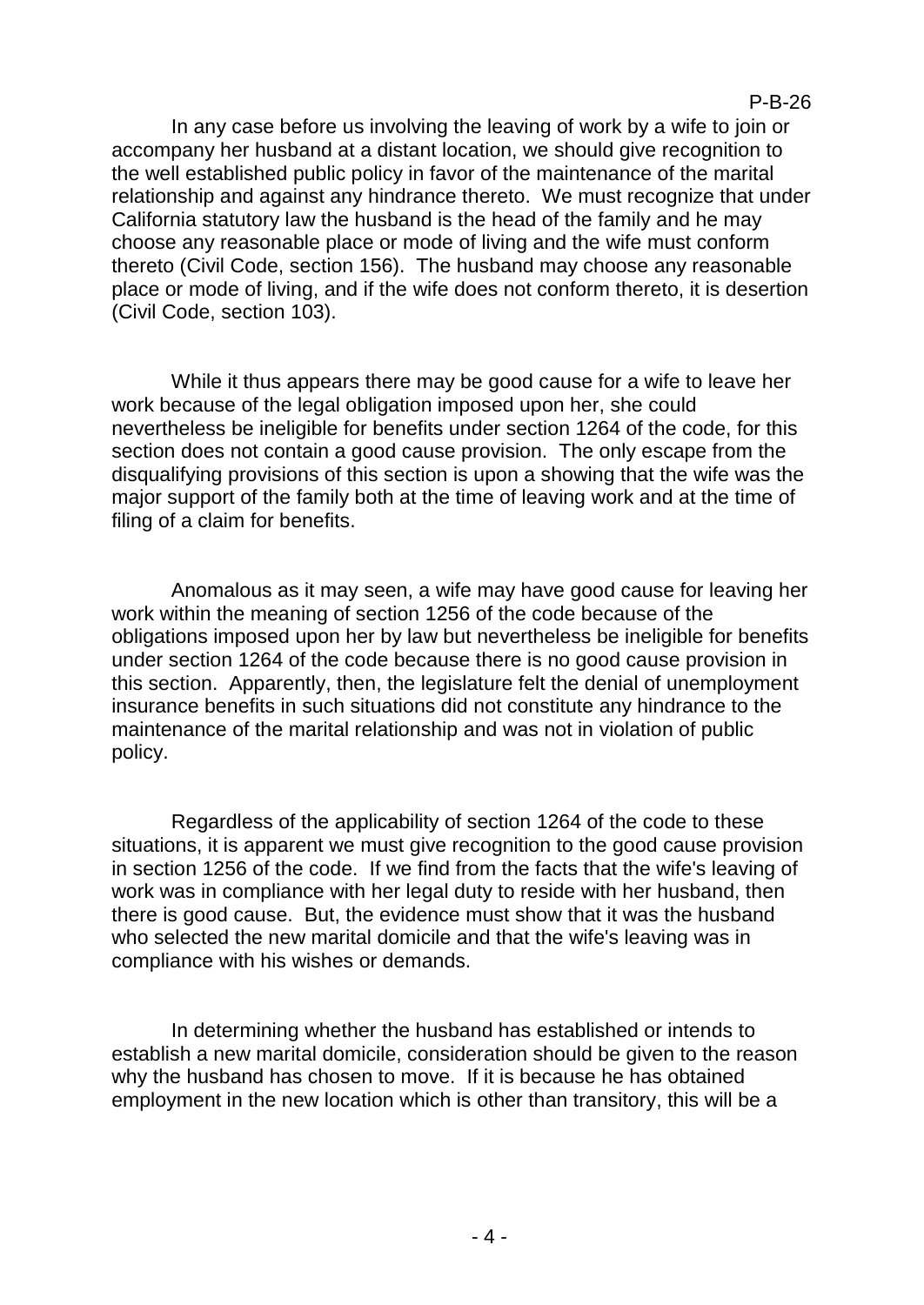In any case before us involving the leaving of work by a wife to join or accompany her husband at a distant location, we should give recognition to the well established public policy in favor of the maintenance of the marital relationship and against any hindrance thereto. We must recognize that under California statutory law the husband is the head of the family and he may choose any reasonable place or mode of living and the wife must conform thereto (Civil Code, section 156). The husband may choose any reasonable place or mode of living, and if the wife does not conform thereto, it is desertion (Civil Code, section 103).

While it thus appears there may be good cause for a wife to leave her work because of the legal obligation imposed upon her, she could nevertheless be ineligible for benefits under section 1264 of the code, for this section does not contain a good cause provision. The only escape from the disqualifying provisions of this section is upon a showing that the wife was the major support of the family both at the time of leaving work and at the time of filing of a claim for benefits.

Anomalous as it may seen, a wife may have good cause for leaving her work within the meaning of section 1256 of the code because of the obligations imposed upon her by law but nevertheless be ineligible for benefits under section 1264 of the code because there is no good cause provision in this section. Apparently, then, the legislature felt the denial of unemployment insurance benefits in such situations did not constitute any hindrance to the maintenance of the marital relationship and was not in violation of public policy.

Regardless of the applicability of section 1264 of the code to these situations, it is apparent we must give recognition to the good cause provision in section 1256 of the code. If we find from the facts that the wife's leaving of work was in compliance with her legal duty to reside with her husband, then there is good cause. But, the evidence must show that it was the husband who selected the new marital domicile and that the wife's leaving was in compliance with his wishes or demands.

In determining whether the husband has established or intends to establish a new marital domicile, consideration should be given to the reason why the husband has chosen to move. If it is because he has obtained employment in the new location which is other than transitory, this will be a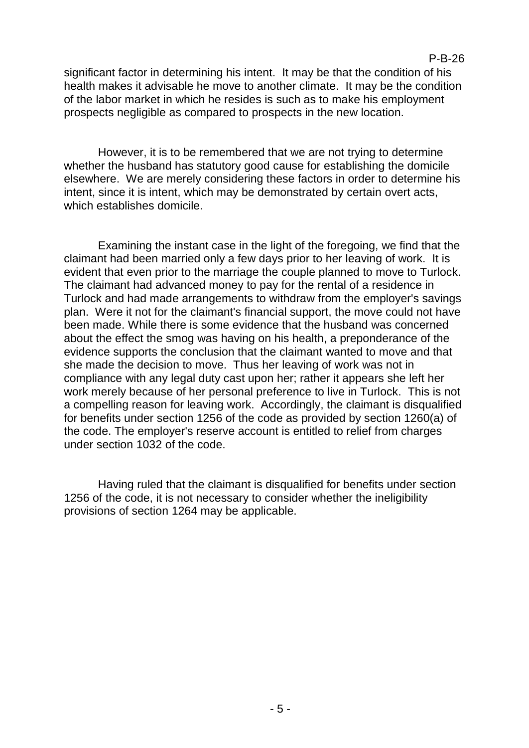significant factor in determining his intent. It may be that the condition of his health makes it advisable he move to another climate. It may be the condition of the labor market in which he resides is such as to make his employment prospects negligible as compared to prospects in the new location.

However, it is to be remembered that we are not trying to determine whether the husband has statutory good cause for establishing the domicile elsewhere. We are merely considering these factors in order to determine his intent, since it is intent, which may be demonstrated by certain overt acts, which establishes domicile.

Examining the instant case in the light of the foregoing, we find that the claimant had been married only a few days prior to her leaving of work. It is evident that even prior to the marriage the couple planned to move to Turlock. The claimant had advanced money to pay for the rental of a residence in Turlock and had made arrangements to withdraw from the employer's savings plan. Were it not for the claimant's financial support, the move could not have been made. While there is some evidence that the husband was concerned about the effect the smog was having on his health, a preponderance of the evidence supports the conclusion that the claimant wanted to move and that she made the decision to move. Thus her leaving of work was not in compliance with any legal duty cast upon her; rather it appears she left her work merely because of her personal preference to live in Turlock. This is not a compelling reason for leaving work. Accordingly, the claimant is disqualified for benefits under section 1256 of the code as provided by section 1260(a) of the code. The employer's reserve account is entitled to relief from charges under section 1032 of the code.

Having ruled that the claimant is disqualified for benefits under section 1256 of the code, it is not necessary to consider whether the ineligibility provisions of section 1264 may be applicable.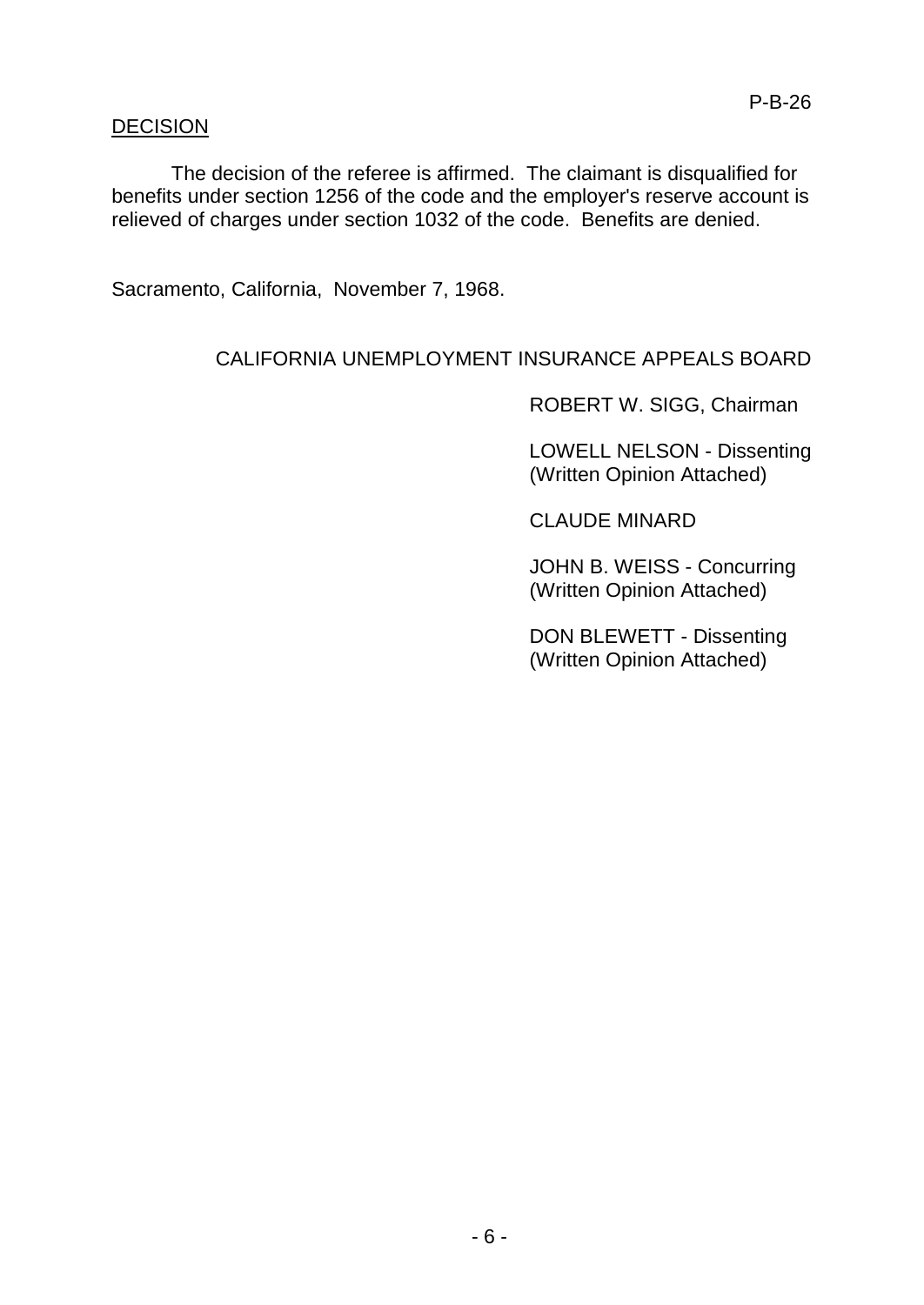## DECISION

The decision of the referee is affirmed. The claimant is disqualified for benefits under section 1256 of the code and the employer's reserve account is relieved of charges under section 1032 of the code. Benefits are denied.

Sacramento, California, November 7, 1968.

CALIFORNIA UNEMPLOYMENT INSURANCE APPEALS BOARD

ROBERT W. SIGG, Chairman

LOWELL NELSON - Dissenting
(Written Opinion Attached)

CLAUDE MINARD

JOHN B. WEISS - Concurring
(Written Opinion Attached)

DON BLEWETT - Dissenting
(Written Opinion Attached)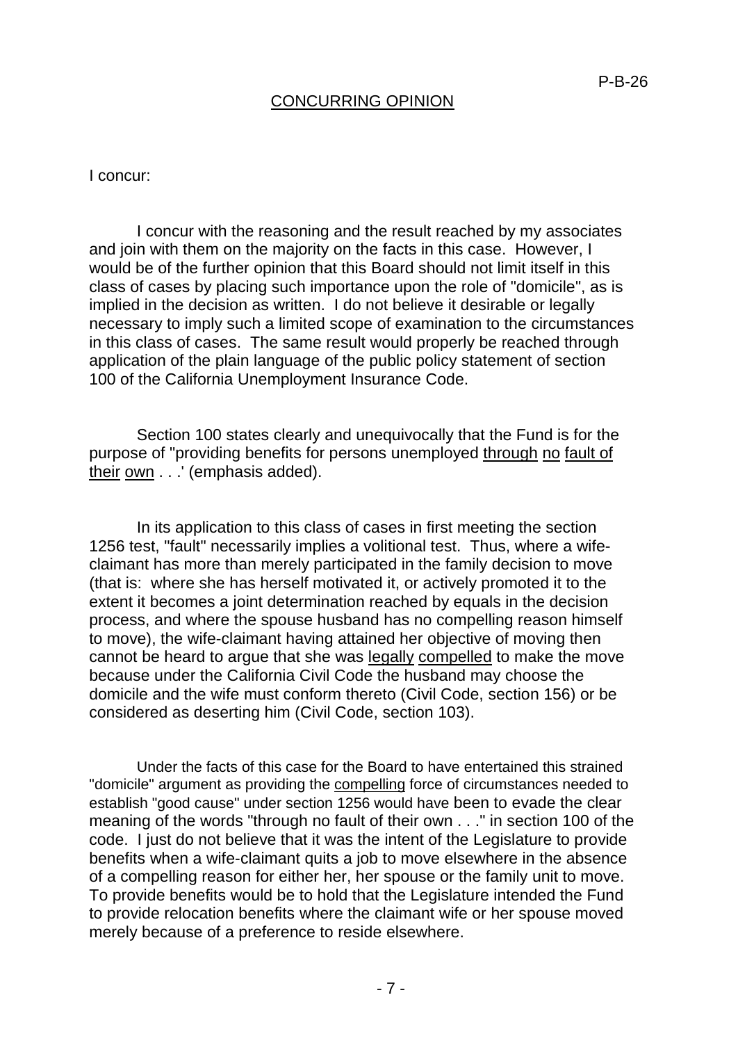## CONCURRING OPINION

I concur:

I concur with the reasoning and the result reached by my associates and join with them on the majority on the facts in this case. However, I would be of the further opinion that this Board should not limit itself in this class of cases by placing such importance upon the role of "domicile", as is implied in the decision as written. I do not believe it desirable or legally necessary to imply such a limited scope of examination to the circumstances in this class of cases. The same result would properly be reached through application of the plain language of the public policy statement of section 100 of the California Unemployment Insurance Code.

Section 100 states clearly and unequivocally that the Fund is for the purpose of "providing benefits for persons unemployed <u>through</u> <u>no</u> <u>fault of</u> <u>their</u> <u>own</u> . . .' (emphasis added).

In its application to this class of cases in first meeting the section 1256 test, "fault" necessarily implies a volitional test. Thus, where a wife-claimant has more than merely participated in the family decision to move (that is: where she has herself motivated it, or actively promoted it to the extent it becomes a joint determination reached by equals in the decision process, and where the spouse husband has no compelling reason himself to move), the wife-claimant having attained her objective of moving then cannot be heard to argue that she was <u>legally</u> <u>compelled</u> to make the move because under the California Civil Code the husband may choose the domicile and the wife must conform thereto (Civil Code, section 156) or be considered as deserting him (Civil Code, section 103).

Under the facts of this case for the Board to have entertained this strained "domicile" argument as providing the <u>compelling</u> force of circumstances needed to establish "good cause" under section 1256 would have been to evade the clear meaning of the words "through no fault of their own . . ." in section 100 of the code. I just do not believe that it was the intent of the Legislature to provide benefits when a wife-claimant quits a job to move elsewhere in the absence of a compelling reason for either her, her spouse or the family unit to move. To provide benefits would be to hold that the Legislature intended the Fund to provide relocation benefits where the claimant wife or her spouse moved merely because of a preference to reside elsewhere.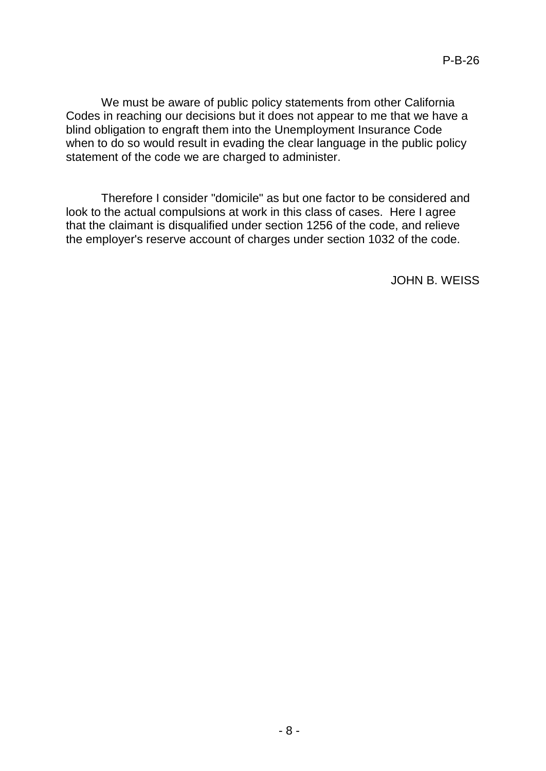We must be aware of public policy statements from other California Codes in reaching our decisions but it does not appear to me that we have a blind obligation to engraft them into the Unemployment Insurance Code when to do so would result in evading the clear language in the public policy statement of the code we are charged to administer.

Therefore I consider "domicile" as but one factor to be considered and look to the actual compulsions at work in this class of cases. Here I agree that the claimant is disqualified under section 1256 of the code, and relieve the employer's reserve account of charges under section 1032 of the code.

JOHN B. WEISS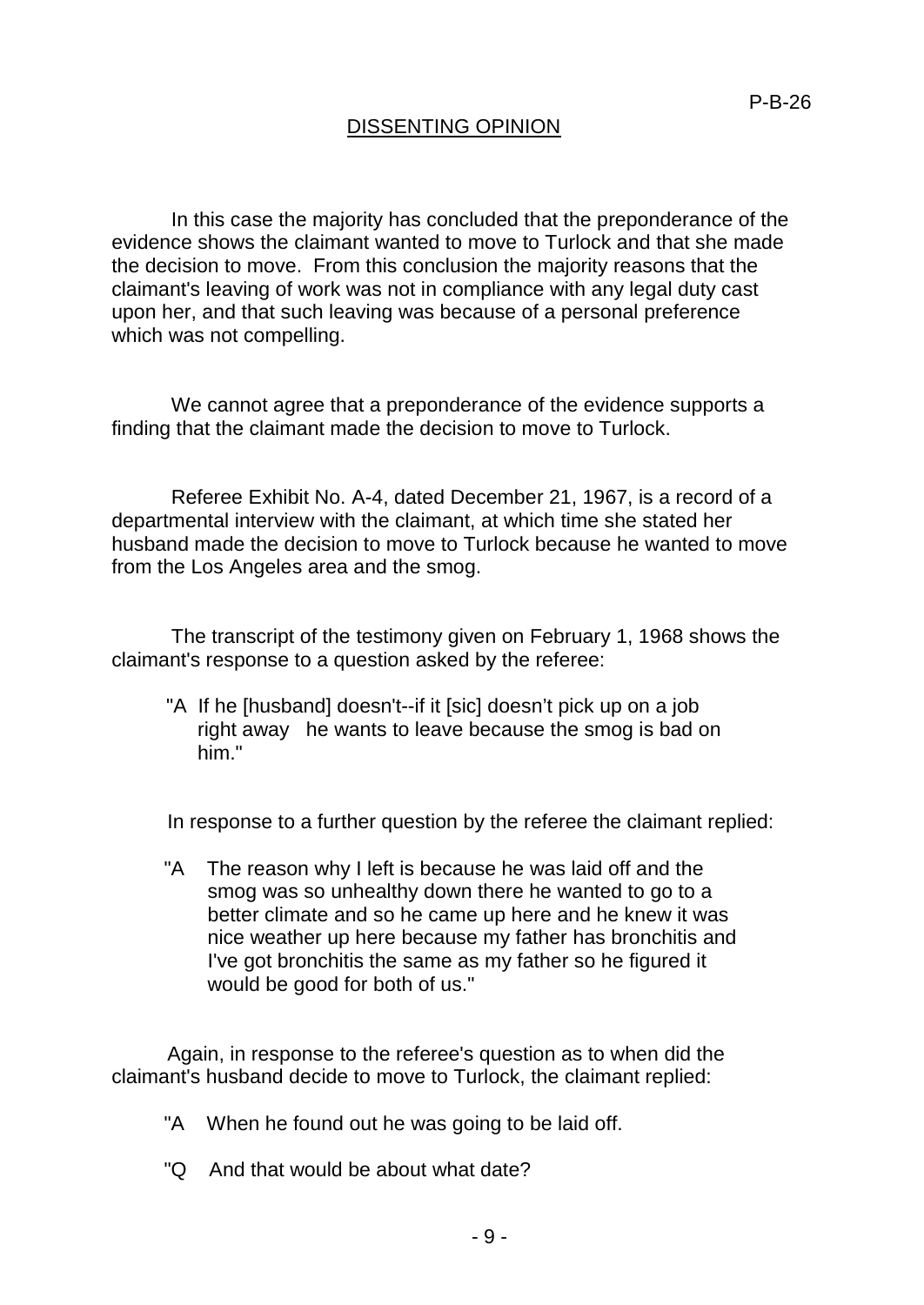## DISSENTING OPINION

In this case the majority has concluded that the preponderance of the evidence shows the claimant wanted to move to Turlock and that she made the decision to move. From this conclusion the majority reasons that the claimant's leaving of work was not in compliance with any legal duty cast upon her, and that such leaving was because of a personal preference which was not compelling.

We cannot agree that a preponderance of the evidence supports a finding that the claimant made the decision to move to Turlock.

Referee Exhibit No. A-4, dated December 21, 1967, is a record of a departmental interview with the claimant, at which time she stated her husband made the decision to move to Turlock because he wanted to move from the Los Angeles area and the smog.

The transcript of the testimony given on February 1, 1968 shows the claimant's response to a question asked by the referee:

> "A If he [husband] doesn't--if it [sic] doesn't pick up on a job right away he wants to leave because the smog is bad on him."

In response to a further question by the referee the claimant replied:

> "A The reason why I left is because he was laid off and the smog was so unhealthy down there he wanted to go to a better climate and so he came up here and he knew it was nice weather up here because my father has bronchitis and I've got bronchitis the same as my father so he figured it would be good for both of us."

Again, in response to the referee's question as to when did the claimant's husband decide to move to Turlock, the claimant replied:

> "A When he found out he was going to be laid off.
>
> "Q And that would be about what date?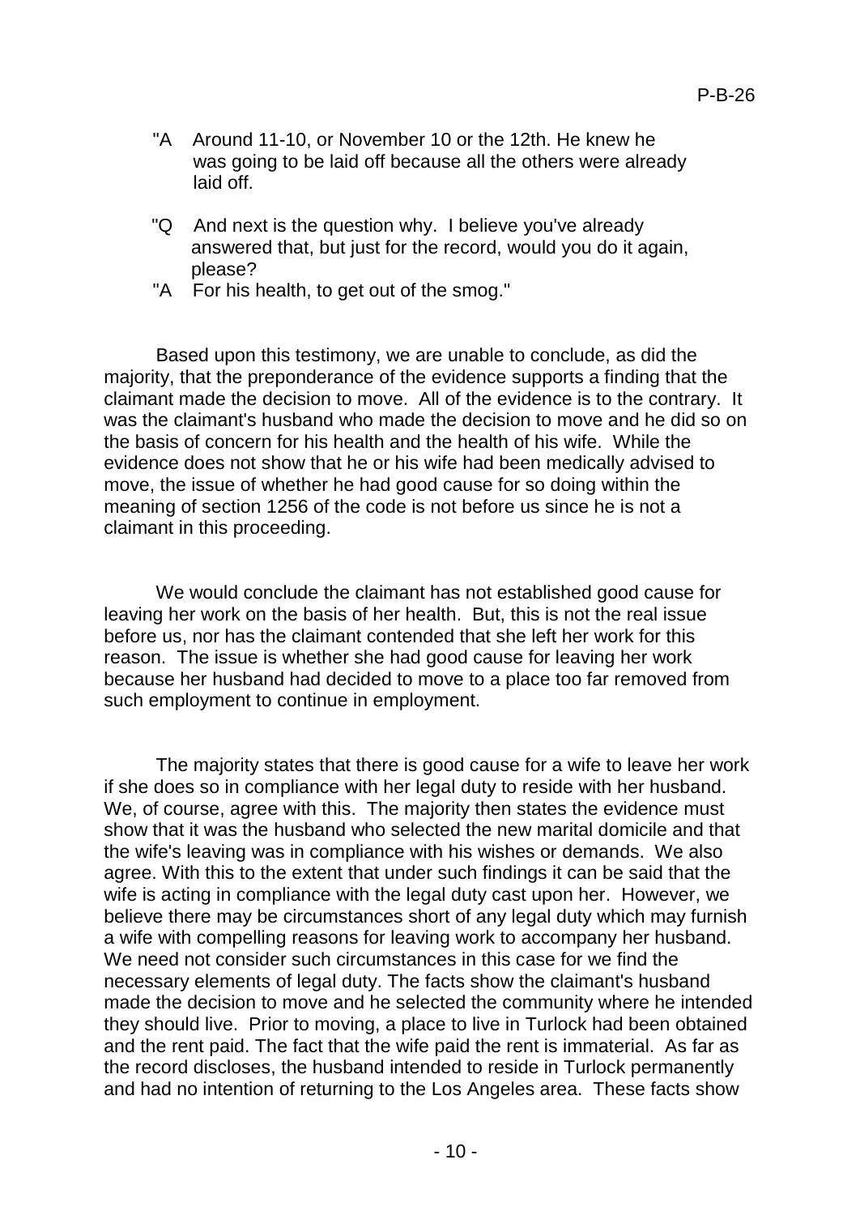"A Around 11-10, or November 10 or the 12th. He knew he was going to be laid off because all the others were already laid off.

"Q And next is the question why. I believe you've already answered that, but just for the record, would you do it again, please?

"A For his health, to get out of the smog."

Based upon this testimony, we are unable to conclude, as did the majority, that the preponderance of the evidence supports a finding that the claimant made the decision to move. All of the evidence is to the contrary. It was the claimant's husband who made the decision to move and he did so on the basis of concern for his health and the health of his wife. While the evidence does not show that he or his wife had been medically advised to move, the issue of whether he had good cause for so doing within the meaning of section 1256 of the code is not before us since he is not a claimant in this proceeding.

We would conclude the claimant has not established good cause for leaving her work on the basis of her health. But, this is not the real issue before us, nor has the claimant contended that she left her work for this reason. The issue is whether she had good cause for leaving her work because her husband had decided to move to a place too far removed from such employment to continue in employment.

The majority states that there is good cause for a wife to leave her work if she does so in compliance with her legal duty to reside with her husband. We, of course, agree with this. The majority then states the evidence must show that it was the husband who selected the new marital domicile and that the wife's leaving was in compliance with his wishes or demands. We also agree. With this to the extent that under such findings it can be said that the wife is acting in compliance with the legal duty cast upon her. However, we believe there may be circumstances short of any legal duty which may furnish a wife with compelling reasons for leaving work to accompany her husband. We need not consider such circumstances in this case for we find the necessary elements of legal duty. The facts show the claimant's husband made the decision to move and he selected the community where he intended they should live. Prior to moving, a place to live in Turlock had been obtained and the rent paid. The fact that the wife paid the rent is immaterial. As far as the record discloses, the husband intended to reside in Turlock permanently and had no intention of returning to the Los Angeles area. These facts show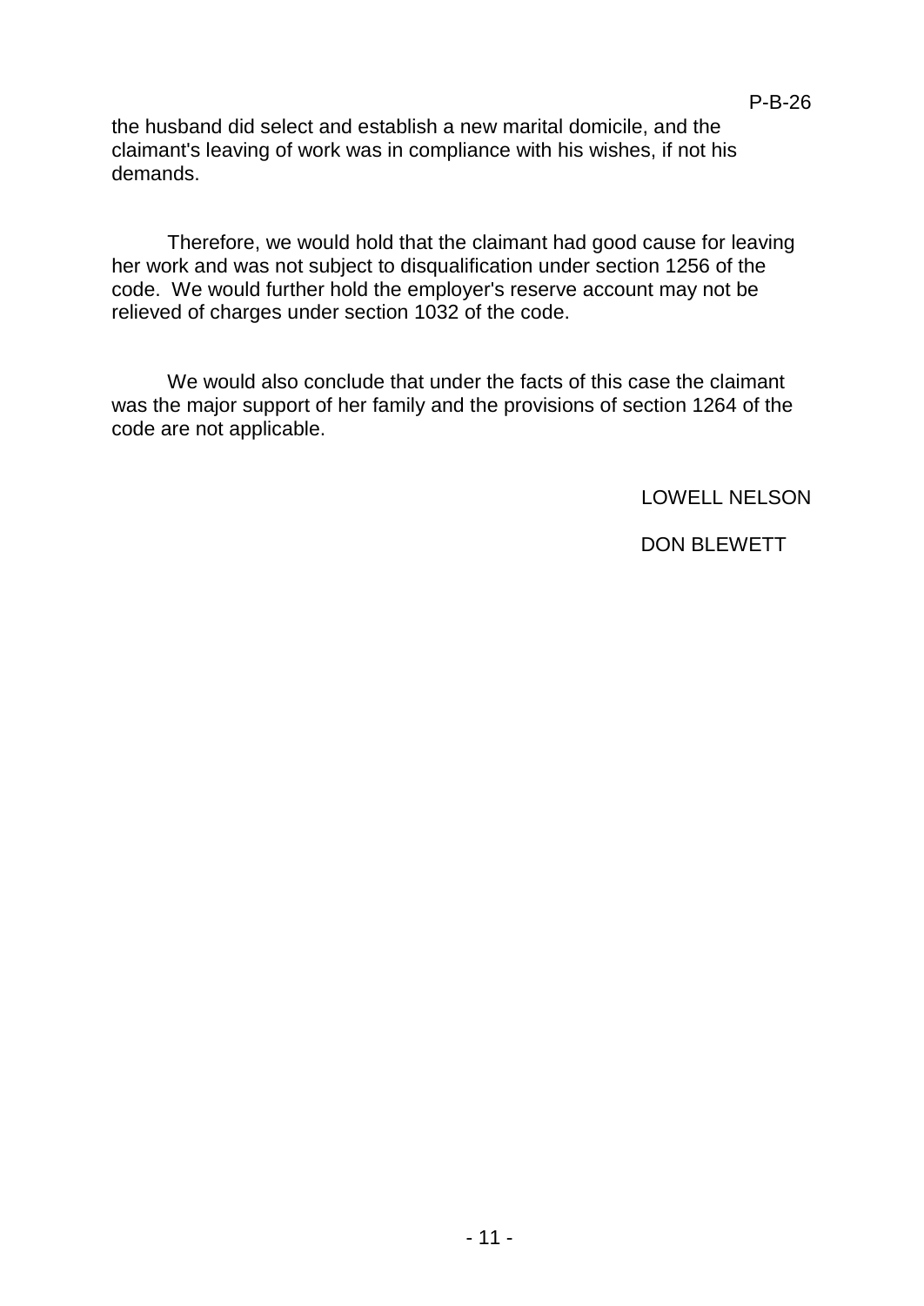the husband did select and establish a new marital domicile, and the claimant's leaving of work was in compliance with his wishes, if not his demands.

Therefore, we would hold that the claimant had good cause for leaving her work and was not subject to disqualification under section 1256 of the code. We would further hold the employer's reserve account may not be relieved of charges under section 1032 of the code.

We would also conclude that under the facts of this case the claimant was the major support of her family and the provisions of section 1264 of the code are not applicable.

LOWELL NELSON

DON BLEWETT